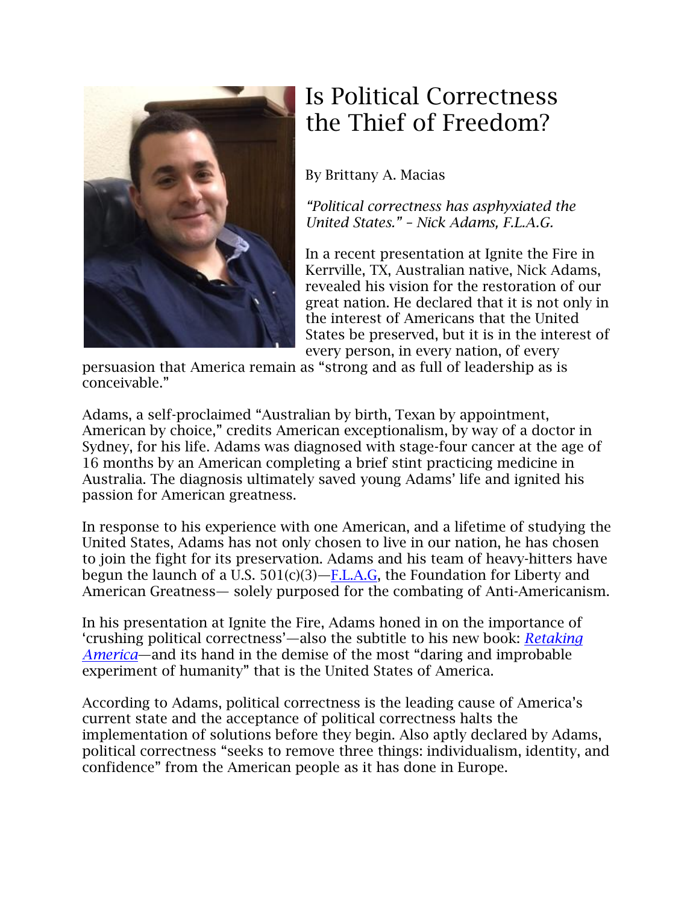# Is Political Correctness the Thief of Freedom?

By Brittany A. Macias

*"Political correctness has asphyxiated the United States." – Nick Adams, F.L.A.G.*

In a recent presentation at Ignite the Fire in Kerrville, TX, Australian native, Nick Adams, revealed his vision for the restoration of our great nation. He declared that it is not only in the interest of Americans that the United States be preserved, but it is in the interest of every person, in every nation, of every persuasion that America remain as "strong and as full of leadership as is conceivable."

Adams, a self-proclaimed "Australian by birth, Texan by appointment, American by choice," credits American exceptionalism, by way of a doctor in Sydney, for his life. Adams was diagnosed with stage-four cancer at the age of 16 months by an American completing a brief stint practicing medicine in Australia. The diagnosis ultimately saved young Adams' life and ignited his passion for American greatness.

In response to his experience with one American, and a lifetime of studying the United States, Adams has not only chosen to live in our nation, he has chosen to join the fight for its preservation. Adams and his team of heavy-hitters have begun the launch of a U.S. 501(c)(3)—F.L.A.G, the Foundation for Liberty and American Greatness— solely purposed for the combating of Anti-Americanism.

In his presentation at Ignite the Fire, Adams honed in on the importance of 'crushing political correctness'—also the subtitle to his new book: *Retaking America*—and its hand in the demise of the most "daring and improbable experiment of humanity" that is the United States of America.

According to Adams, political correctness is the leading cause of America's current state and the acceptance of political correctness halts the implementation of solutions before they begin. Also aptly declared by Adams, political correctness "seeks to remove three things: individualism, identity, and confidence" from the American people as it has done in Europe.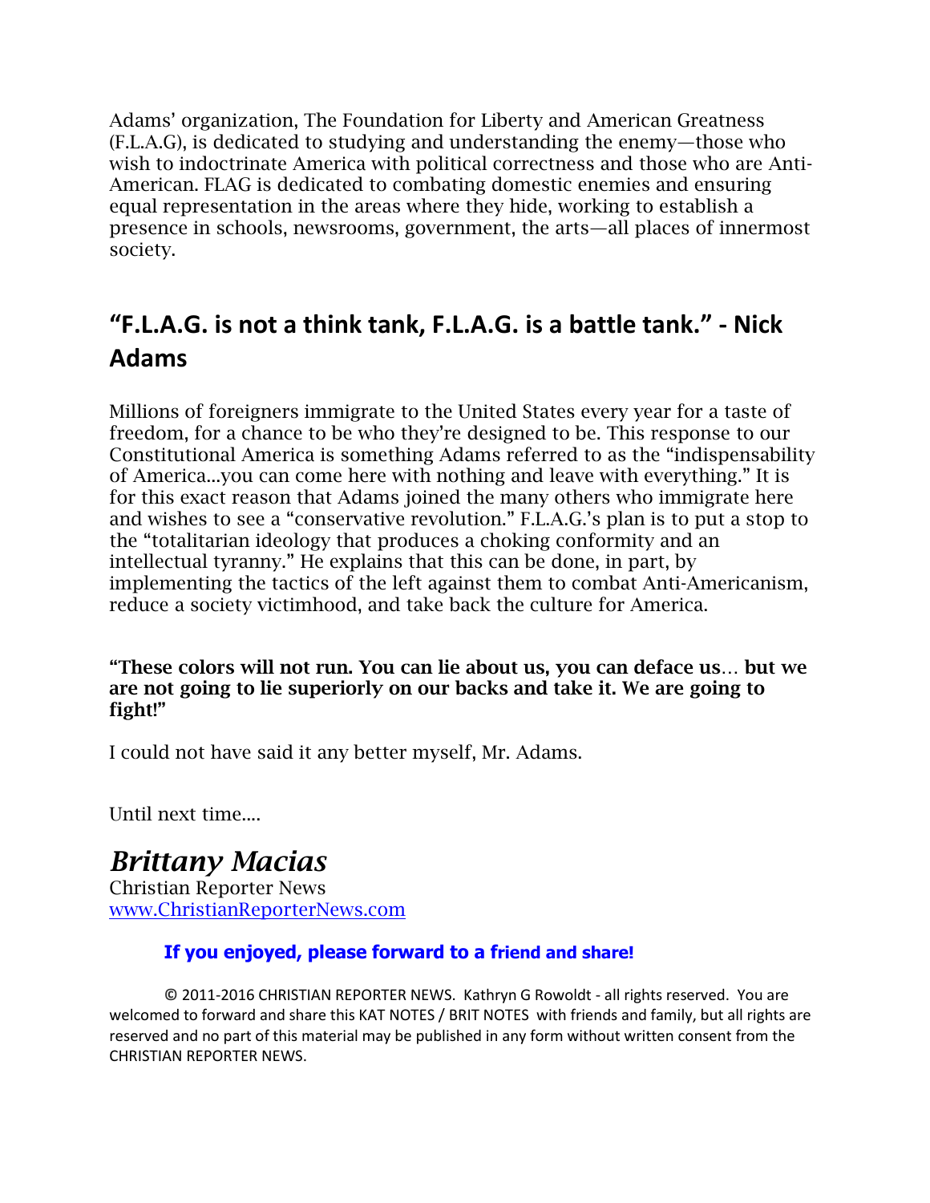Adams' organization, The Foundation for Liberty and American Greatness (F.L.A.G), is dedicated to studying and understanding the enemy—those who wish to indoctrinate America with political correctness and those who are Anti-American. FLAG is dedicated to combating domestic enemies and ensuring equal representation in the areas where they hide, working to establish a presence in schools, newsrooms, government, the arts—all places of innermost society.

## "F.L.A.G. is not a think tank, F.L.A.G. is a battle tank." - Nick Adams

Millions of foreigners immigrate to the United States every year for a taste of freedom, for a chance to be who they're designed to be. This response to our Constitutional America is something Adams referred to as the "indispensability of America…you can come here with nothing and leave with everything." It is for this exact reason that Adams joined the many others who immigrate here and wishes to see a "conservative revolution." F.L.A.G.'s plan is to put a stop to the "totalitarian ideology that produces a choking conformity and an intellectual tyranny." He explains that this can be done, in part, by implementing the tactics of the left against them to combat Anti-Americanism, reduce a society victimhood, and take back the culture for America.

**"These colors will not run. You can lie about us, you can deface us… but we are not going to lie superiorly on our backs and take it. We are going to fight!"**

I could not have said it any better myself, Mr. Adams.

Until next time….

***Brittany Macias***
Christian Reporter News
www.ChristianReporterNews.com

**If you enjoyed, please forward to a friend and share!**

© 2011-2016 CHRISTIAN REPORTER NEWS. Kathryn G Rowoldt - all rights reserved. You are welcomed to forward and share this KAT NOTES / BRIT NOTES with friends and family, but all rights are reserved and no part of this material may be published in any form without written consent from the CHRISTIAN REPORTER NEWS.